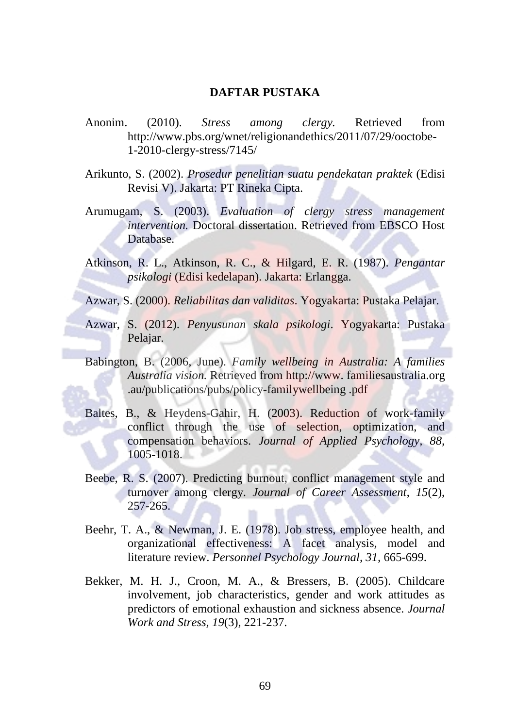# DAFTAR PUSTAKA

Anonim. (2010). *Stress among clergy.* Retrieved from http://www.pbs.org/wnet/religionandethics/2011/07/29/ooctobe-1-2010-clergy-stress/7145/

Arikunto, S. (2002). *Prosedur penelitian suatu pendekatan praktek* (Edisi Revisi V). Jakarta: PT Rineka Cipta.

Arumugam, S. (2003). *Evaluation of clergy stress management intervention.* Doctoral dissertation. Retrieved from EBSCO Host Database.

Atkinson, R. L., Atkinson, R. C., & Hilgard, E. R. (1987). *Pengantar psikologi* (Edisi kedelapan). Jakarta: Erlangga.

Azwar, S. (2000). *Reliabilitas dan validitas*. Yogyakarta: Pustaka Pelajar.

Azwar, S. (2012). *Penyusunan skala psikologi*. Yogyakarta: Pustaka Pelajar.

Babington, B. (2006, June). *Family wellbeing in Australia: A families Australia vision.* Retrieved from http://www. familiesaustralia.org .au/publications/pubs/policy-familywellbeing .pdf

Baltes, B., & Heydens-Gahir, H. (2003). Reduction of work-family conflict through the use of selection, optimization, and compensation behaviors. *Journal of Applied Psychology, 88,* 1005-1018.

Beebe, R. S. (2007). Predicting burnout, conflict management style and turnover among clergy. *Journal of Career Assessment, 15*(2), 257-265.

Beehr, T. A., & Newman, J. E. (1978). Job stress, employee health, and organizational effectiveness: A facet analysis, model and literature review. *Personnel Psychology Journal, 31,* 665-699.

Bekker, M. H. J., Croon, M. A., & Bressers, B. (2005). Childcare involvement, job characteristics, gender and work attitudes as predictors of emotional exhaustion and sickness absence. *Journal Work and Stress, 19*(3), 221-237.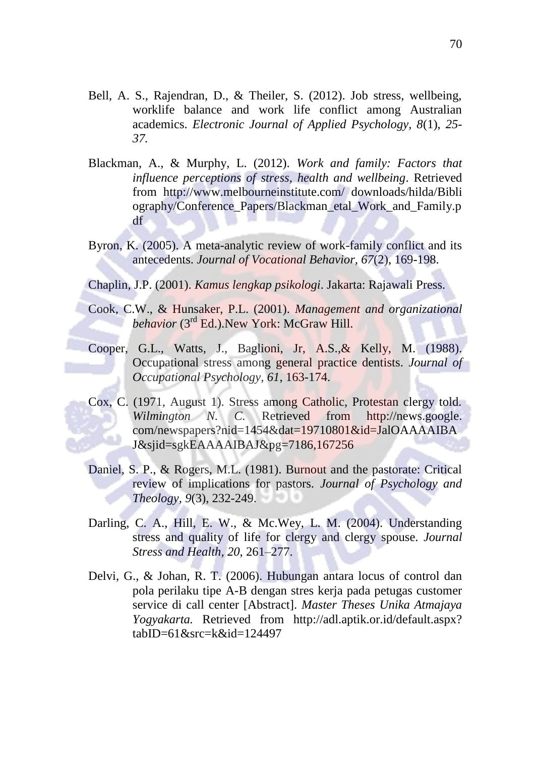Bell, A. S., Rajendran, D., & Theiler, S. (2012). Job stress, wellbeing, worklife balance and work life conflict among Australian academics. *Electronic Journal of Applied Psychology, 8*(1), *25-37.*

Blackman, A., & Murphy, L. (2012). *Work and family: Factors that influence perceptions of stress, health and wellbeing*. Retrieved from http://www.melbourneinstitute.com/ downloads/hilda/Bibliography/Conference_Papers/Blackman_etal_Work_and_Family.pdf

Byron, K. (2005). A meta-analytic review of work-family conflict and its antecedents. *Journal of Vocational Behavior, 67*(2), 169-198.

Chaplin, J.P. (2001). *Kamus lengkap psikologi*. Jakarta: Rajawali Press.

Cook, C.W., & Hunsaker, P.L. (2001). *Management and organizational behavior* (3rd Ed.).New York: McGraw Hill.

Cooper, G.L., Watts, J., Baglioni, Jr, A.S.,& Kelly, M. (1988). Occupational stress among general practice dentists. *Journal of Occupational Psychology, 61*, 163-174.

Cox, C. (1971, August 1). Stress among Catholic, Protestan clergy told. *Wilmington N. C.* Retrieved from http://news.google.com/newspapers?nid=1454&dat=19710801&id=JalOAAAAIBAJ&sjid=sgkEAAAAIBAJ&pg=7186,167256

Daniel, S. P., & Rogers, M.L. (1981). Burnout and the pastorate: Critical review of implications for pastors. *Journal of Psychology and Theology, 9*(3), 232-249.

Darling, C. A., Hill, E. W., & Mc.Wey, L. M. (2004). Understanding stress and quality of life for clergy and clergy spouse. *Journal Stress and Health, 20*, 261–277.

Delvi, G., & Johan, R. T. (2006). Hubungan antara locus of control dan pola perilaku tipe A-B dengan stres kerja pada petugas customer service di call center [Abstract]. *Master Theses Unika Atmajaya Yogyakarta.* Retrieved from http://adl.aptik.or.id/default.aspx?tabID=61&src=k&id=124497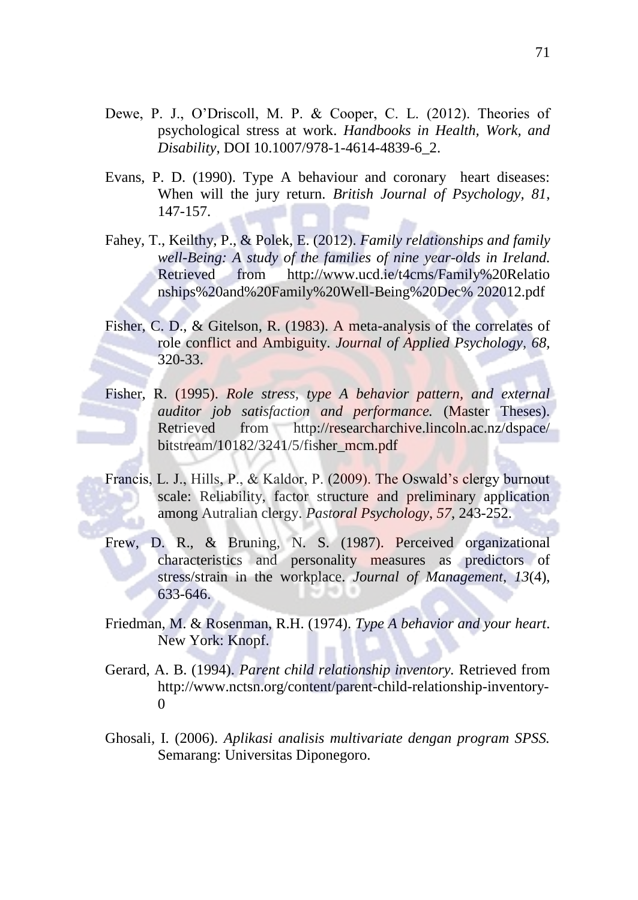Dewe, P. J., O'Driscoll, M. P. & Cooper, C. L. (2012). Theories of psychological stress at work. *Handbooks in Health, Work, and Disability*, DOI 10.1007/978-1-4614-4839-6_2.

Evans, P. D. (1990). Type A behaviour and coronary heart diseases: When will the jury return. *British Journal of Psychology, 81*, 147-157.

Fahey, T., Keilthy, P., & Polek, E. (2012). *Family relationships and family well-Being: A study of the families of nine year-olds in Ireland.* Retrieved from http://www.ucd.ie/t4cms/Family%20Relationships%20and%20Family%20Well-Being%20Dec% 202012.pdf

Fisher, C. D., & Gitelson, R. (1983). A meta-analysis of the correlates of role conflict and Ambiguity. *Journal of Applied Psychology, 68*, 320-33.

Fisher, R. (1995). *Role stress, type A behavior pattern, and external auditor job satisfaction and performance.* (Master Theses). Retrieved from http://researcharchive.lincoln.ac.nz/dspace/bitstream/10182/3241/5/fisher_mcm.pdf

Francis, L. J., Hills, P., & Kaldor, P. (2009). The Oswald's clergy burnout scale: Reliability, factor structure and preliminary application among Autralian clergy. *Pastoral Psychology, 57*, 243-252.

Frew, D. R., & Bruning, N. S. (1987). Perceived organizational characteristics and personality measures as predictors of stress/strain in the workplace. *Journal of Management, 13*(4), 633-646.

Friedman, M. & Rosenman, R.H. (1974). *Type A behavior and your heart*. New York: Knopf.

Gerard, A. B. (1994). *Parent child relationship inventory.* Retrieved from http://www.nctsn.org/content/parent-child-relationship-inventory-0

Ghosali, I. (2006). *Aplikasi analisis multivariate dengan program SPSS.* Semarang: Universitas Diponegoro.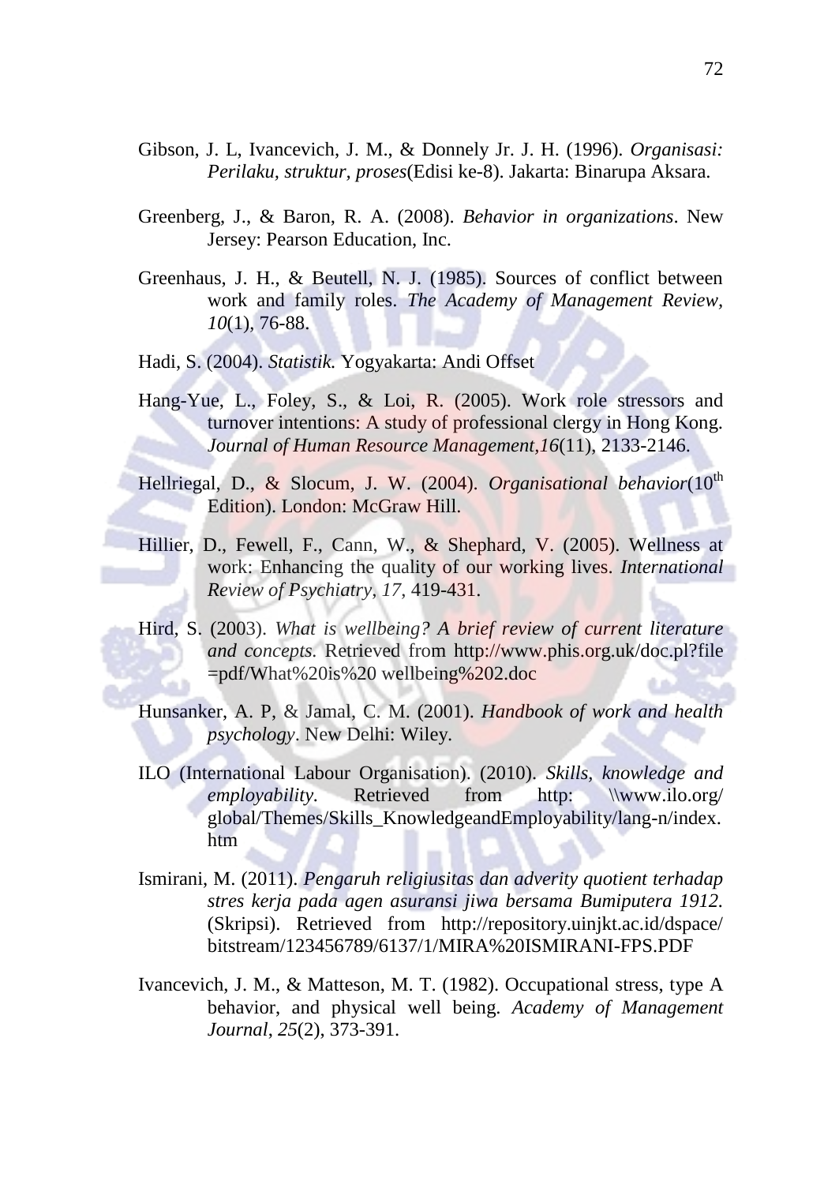Gibson, J. L, Ivancevich, J. M., & Donnely Jr. J. H. (1996). *Organisasi: Perilaku, struktur, proses*(Edisi ke-8). Jakarta: Binarupa Aksara.

Greenberg, J., & Baron, R. A. (2008). *Behavior in organizations*. New Jersey: Pearson Education, Inc.

Greenhaus, J. H., & Beutell, N. J. (1985). Sources of conflict between work and family roles. *The Academy of Management Review*, *10*(1), 76-88.

Hadi, S. (2004). *Statistik.* Yogyakarta: Andi Offset

Hang-Yue, L., Foley, S., & Loi, R. (2005). Work role stressors and turnover intentions: A study of professional clergy in Hong Kong. *Journal of Human Resource Management,16*(11), 2133-2146.

Hellriegal, D., & Slocum, J. W. (2004). *Organisational behavior*(10th Edition). London: McGraw Hill.

Hillier, D., Fewell, F., Cann, W., & Shephard, V. (2005). Wellness at work: Enhancing the quality of our working lives. *International Review of Psychiatry*, *17*, 419-431.

Hird, S. (2003). *What is wellbeing? A brief review of current literature and concepts.* Retrieved from http://www.phis.org.uk/doc.pl?file =pdf/What%20is%20 wellbeing%202.doc

Hunsanker, A. P, & Jamal, C. M. (2001). *Handbook of work and health psychology*. New Delhi: Wiley.

ILO (International Labour Organisation). (2010). *Skills, knowledge and employability.* Retrieved from http: \\www.ilo.org/ global/Themes/Skills_KnowledgeandEmployability/lang-n/index. htm

Ismirani, M. (2011). *Pengaruh religiusitas dan adverity quotient terhadap stres kerja pada agen asuransi jiwa bersama Bumiputera 1912.* (Skripsi). Retrieved from http://repository.uinjkt.ac.id/dspace/ bitstream/123456789/6137/1/MIRA%20ISMIRANI-FPS.PDF

Ivancevich, J. M., & Matteson, M. T. (1982). Occupational stress, type A behavior, and physical well being. *Academy of Management Journal*, *25*(2), 373-391.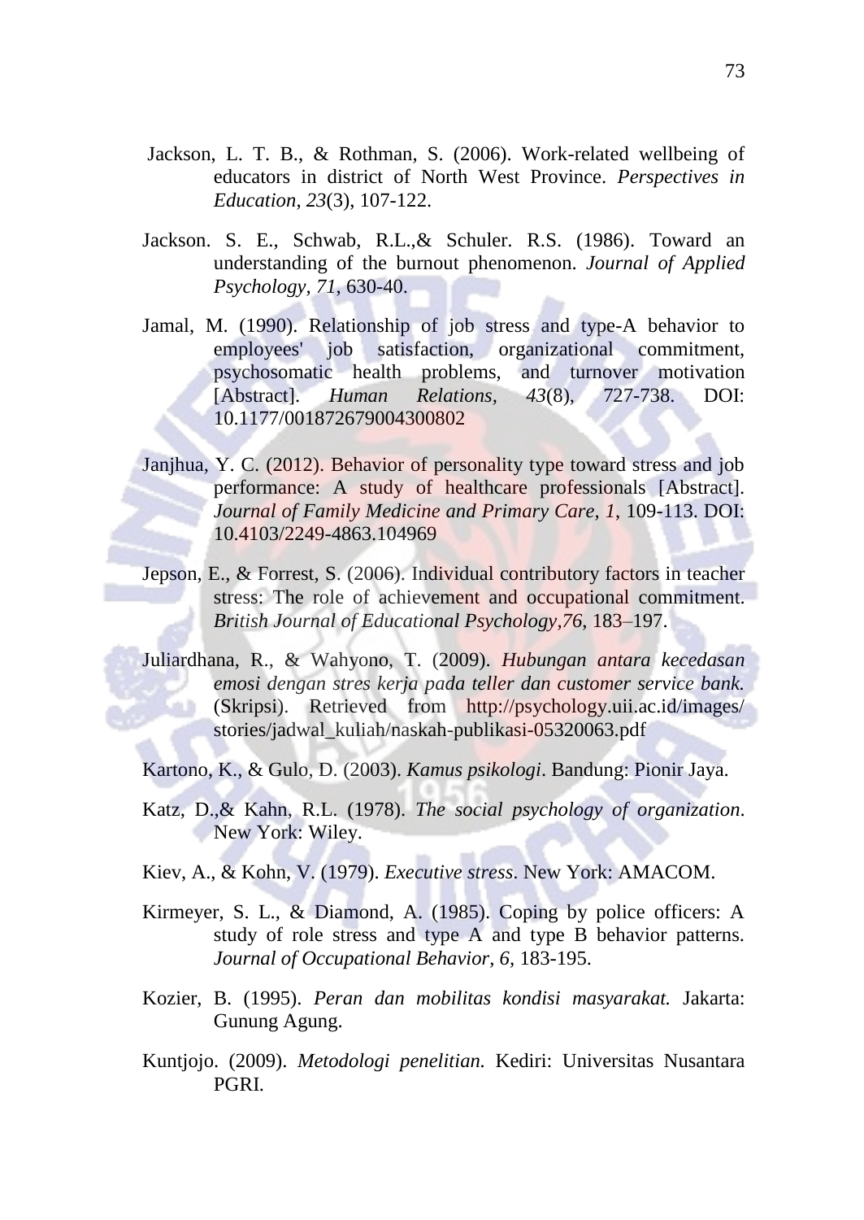Jackson, L. T. B., & Rothman, S. (2006). Work-related wellbeing of educators in district of North West Province. *Perspectives in Education*, *23*(3), 107-122.

Jackson. S. E., Schwab, R.L.,& Schuler. R.S. (1986). Toward an understanding of the burnout phenomenon. *Journal of Applied Psychology, 71*, 630-40.

Jamal, M. (1990). Relationship of job stress and type-A behavior to employees' job satisfaction, organizational commitment, psychosomatic health problems, and turnover motivation [Abstract]. *Human Relations, 43*(8), 727-738. DOI: 10.1177/001872679004300802

Janjhua, Y. C. (2012). Behavior of personality type toward stress and job performance: A study of healthcare professionals [Abstract]. *Journal of Family Medicine and Primary Care, 1*, 109-113. DOI: 10.4103/2249-4863.104969

Jepson, E., & Forrest, S. (2006). Individual contributory factors in teacher stress: The role of achievement and occupational commitment. *British Journal of Educational Psychology,76*, 183–197.

Juliardhana, R., & Wahyono, T. (2009). *Hubungan antara kecedasan emosi dengan stres kerja pada teller dan customer service bank.* (Skripsi). Retrieved from http://psychology.uii.ac.id/images/ stories/jadwal_kuliah/naskah-publikasi-05320063.pdf

Kartono, K., & Gulo, D. (2003). *Kamus psikologi*. Bandung: Pionir Jaya.

Katz, D.,& Kahn, R.L. (1978). *The social psychology of organization*. New York: Wiley.

Kiev, A., & Kohn, V. (1979). *Executive stress*. New York: AMACOM.

Kirmeyer, S. L., & Diamond, A. (1985). Coping by police officers: A study of role stress and type A and type B behavior patterns. *Journal of Occupational Behavior, 6,* 183-195.

Kozier, B. (1995). *Peran dan mobilitas kondisi masyarakat.* Jakarta: Gunung Agung.

Kuntjojo. (2009). *Metodologi penelitian.* Kediri: Universitas Nusantara PGRI.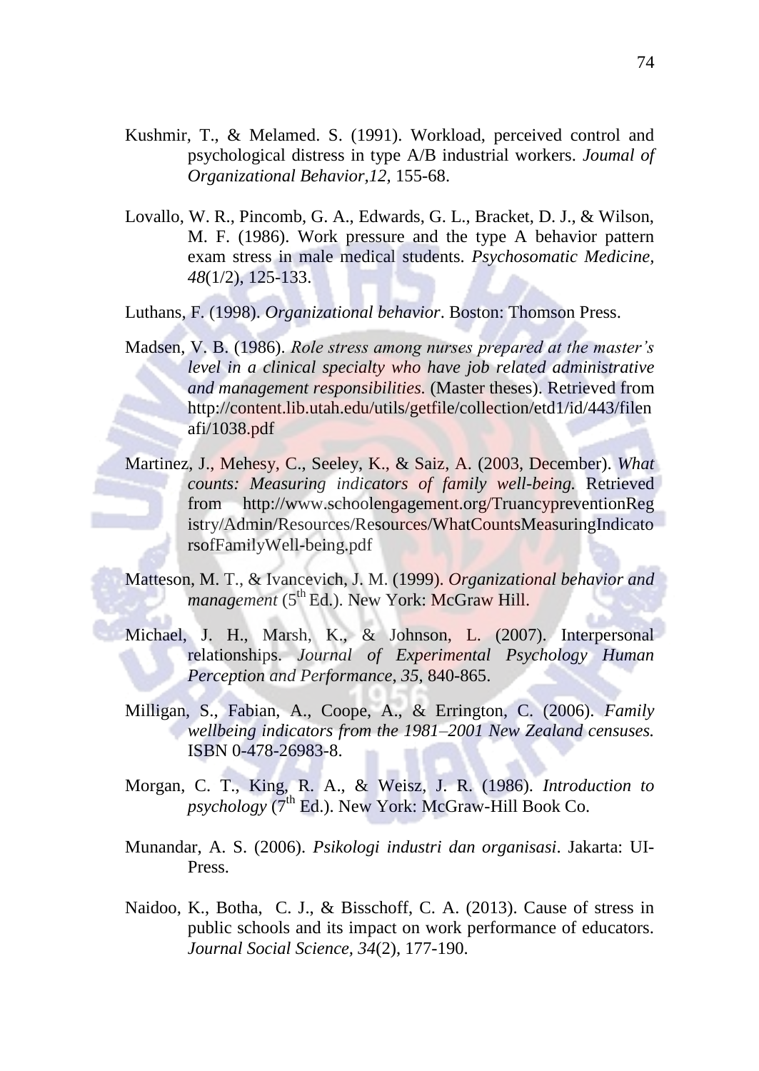Kushmir, T., & Melamed. S. (1991). Workload, perceived control and psychological distress in type A/B industrial workers. *Joumal of Organizational Behavior,12*, 155-68.

Lovallo, W. R., Pincomb, G. A., Edwards, G. L., Bracket, D. J., & Wilson, M. F. (1986). Work pressure and the type A behavior pattern exam stress in male medical students. *Psychosomatic Medicine, 48*(1/2), 125-133.

Luthans, F. (1998). *Organizational behavior*. Boston: Thomson Press.

Madsen, V. B. (1986). *Role stress among nurses prepared at the master's level in a clinical specialty who have job related administrative and management responsibilities.* (Master theses). Retrieved from http://content.lib.utah.edu/utils/getfile/collection/etd1/id/443/filenafi/1038.pdf

Martinez, J., Mehesy, C., Seeley, K., & Saiz, A. (2003, December). *What counts: Measuring indicators of family well-being.* Retrieved from http://www.schoolengagement.org/TruancypreventionRegistry/Admin/Resources/Resources/WhatCountsMeasuringIndicatorsofFamilyWell-being.pdf

Matteson, M. T., & Ivancevich, J. M. (1999). *Organizational behavior and management* (5th Ed.). New York: McGraw Hill.

Michael, J. H., Marsh, K., & Johnson, L. (2007). Interpersonal relationships. *Journal of Experimental Psychology Human Perception and Performance, 35*, 840-865.

Milligan, S., Fabian, A., Coope, A., & Errington, C. (2006). *Family wellbeing indicators from the 1981–2001 New Zealand censuses.* ISBN 0-478-26983-8.

Morgan, C. T., King, R. A., & Weisz, J. R. (1986). *Introduction to psychology* (7th Ed.). New York: McGraw-Hill Book Co.

Munandar, A. S. (2006). *Psikologi industri dan organisasi*. Jakarta: UI-Press.

Naidoo, K., Botha, C. J., & Bisschoff, C. A. (2013). Cause of stress in public schools and its impact on work performance of educators. *Journal Social Science, 34*(2), 177-190.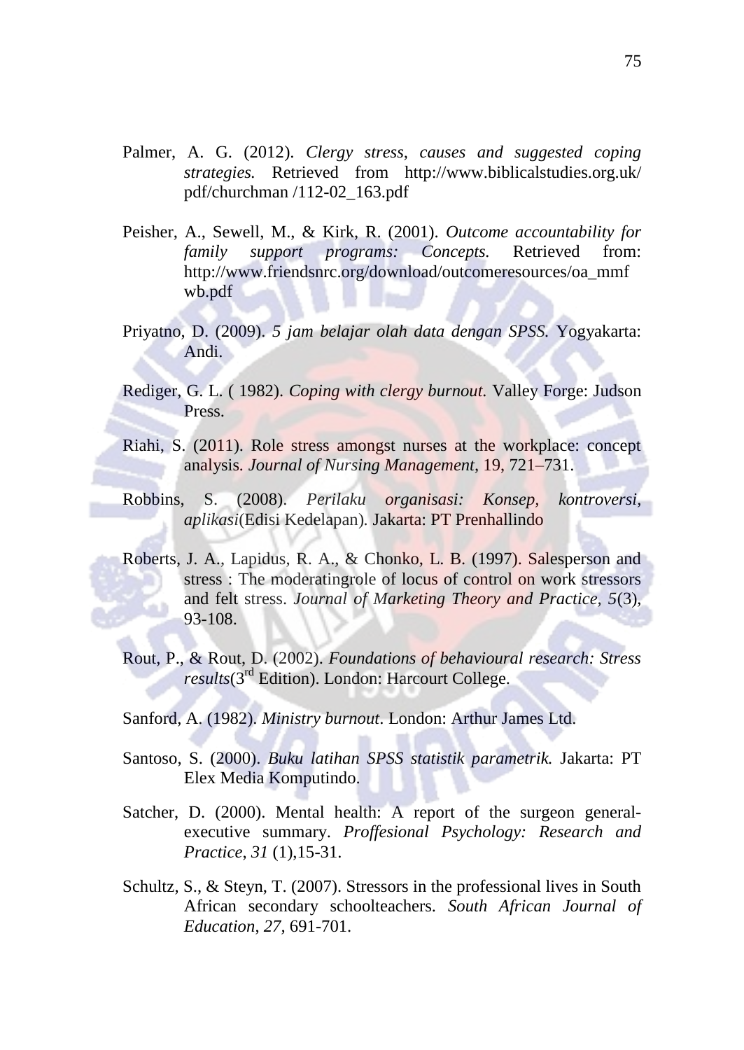Palmer, A. G. (2012). *Clergy stress, causes and suggested coping strategies.* Retrieved from http://www.biblicalstudies.org.uk/ pdf/churchman /112-02_163.pdf

Peisher, A., Sewell, M., & Kirk, R. (2001). *Outcome accountability for family support programs: Concepts.* Retrieved from: http://www.friendsnrc.org/download/outcomeresources/oa_mmf wb.pdf

Priyatno, D. (2009). *5 jam belajar olah data dengan SPSS.* Yogyakarta: Andi.

Rediger, G. L. ( 1982). *Coping with clergy burnout.* Valley Forge: Judson Press.

Riahi, S. (2011). Role stress amongst nurses at the workplace: concept analysis. *Journal of Nursing Management*, 19, 721–731.

Robbins, S. (2008). *Perilaku organisasi: Konsep, kontroversi, aplikasi*(Edisi Kedelapan). Jakarta: PT Prenhallindo

Roberts, J. A., Lapidus, R. A., & Chonko, L. B. (1997). Salesperson and stress : The moderatingrole of locus of control on work stressors and felt stress. *Journal of Marketing Theory and Practice*, *5*(3), 93-108.

Rout, P., & Rout, D. (2002). *Foundations of behavioural research: Stress results*(3rd Edition). London: Harcourt College.

Sanford, A. (1982). *Ministry burnout*. London: Arthur James Ltd.

Santoso, S. (2000). *Buku latihan SPSS statistik parametrik.* Jakarta: PT Elex Media Komputindo.

Satcher, D. (2000). Mental health: A report of the surgeon general-executive summary. *Proffesional Psychology: Research and Practice*, *31* (1),15-31.

Schultz, S., & Steyn, T. (2007). Stressors in the professional lives in South African secondary schoolteachers. *South African Journal of Education*, *27*, 691-701.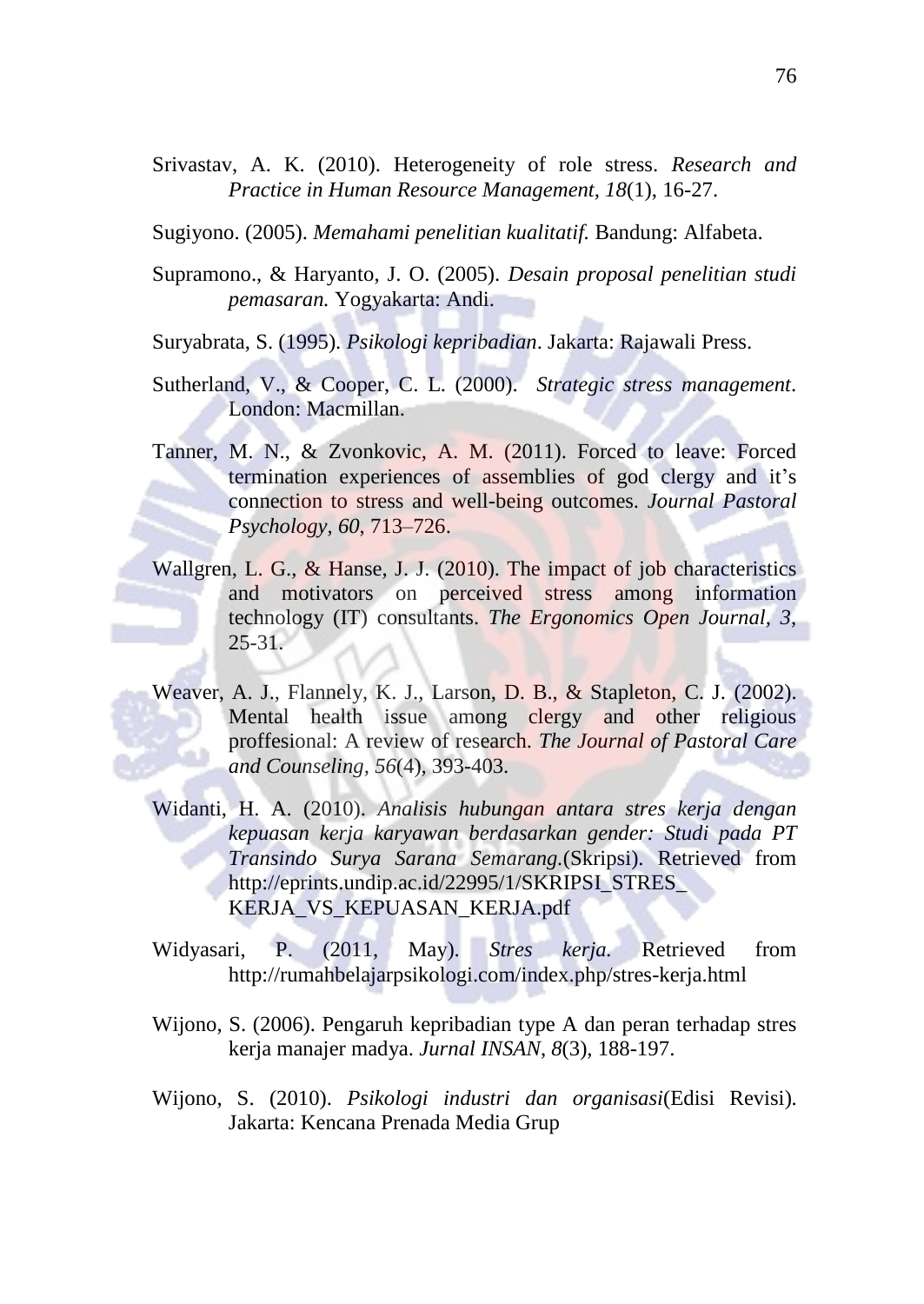Srivastav, A. K. (2010). Heterogeneity of role stress. *Research and Practice in Human Resource Management, 18*(1), 16-27.

Sugiyono. (2005). *Memahami penelitian kualitatif.* Bandung: Alfabeta.

Supramono., & Haryanto, J. O. (2005). *Desain proposal penelitian studi pemasaran.* Yogyakarta: Andi.

Suryabrata, S. (1995). *Psikologi kepribadian*. Jakarta: Rajawali Press.

Sutherland, V., & Cooper, C. L. (2000). *Strategic stress management*. London: Macmillan.

Tanner, M. N., & Zvonkovic, A. M. (2011). Forced to leave: Forced termination experiences of assemblies of god clergy and it's connection to stress and well-being outcomes. *Journal Pastoral Psychology, 60*, 713–726.

Wallgren, L. G., & Hanse, J. J. (2010). The impact of job characteristics and motivators on perceived stress among information technology (IT) consultants. *The Ergonomics Open Journal, 3*, 25-31.

Weaver, A. J., Flannely, K. J., Larson, D. B., & Stapleton, C. J. (2002). Mental health issue among clergy and other religious proffesional: A review of research. *The Journal of Pastoral Care and Counseling, 56*(4), 393-403.

Widanti, H. A. (2010). *Analisis hubungan antara stres kerja dengan kepuasan kerja karyawan berdasarkan gender: Studi pada PT Transindo Surya Sarana Semarang.*(Skripsi). Retrieved from http://eprints.undip.ac.id/22995/1/SKRIPSI_STRES_KERJA_VS_KEPUASAN_KERJA.pdf

Widyasari, P. (2011, May). *Stres kerja.* Retrieved from http://rumahbelajarpsikologi.com/index.php/stres-kerja.html

Wijono, S. (2006). Pengaruh kepribadian type A dan peran terhadap stres kerja manajer madya. *Jurnal INSAN, 8*(3), 188-197.

Wijono, S. (2010). *Psikologi industri dan organisasi*(Edisi Revisi). Jakarta: Kencana Prenada Media Grup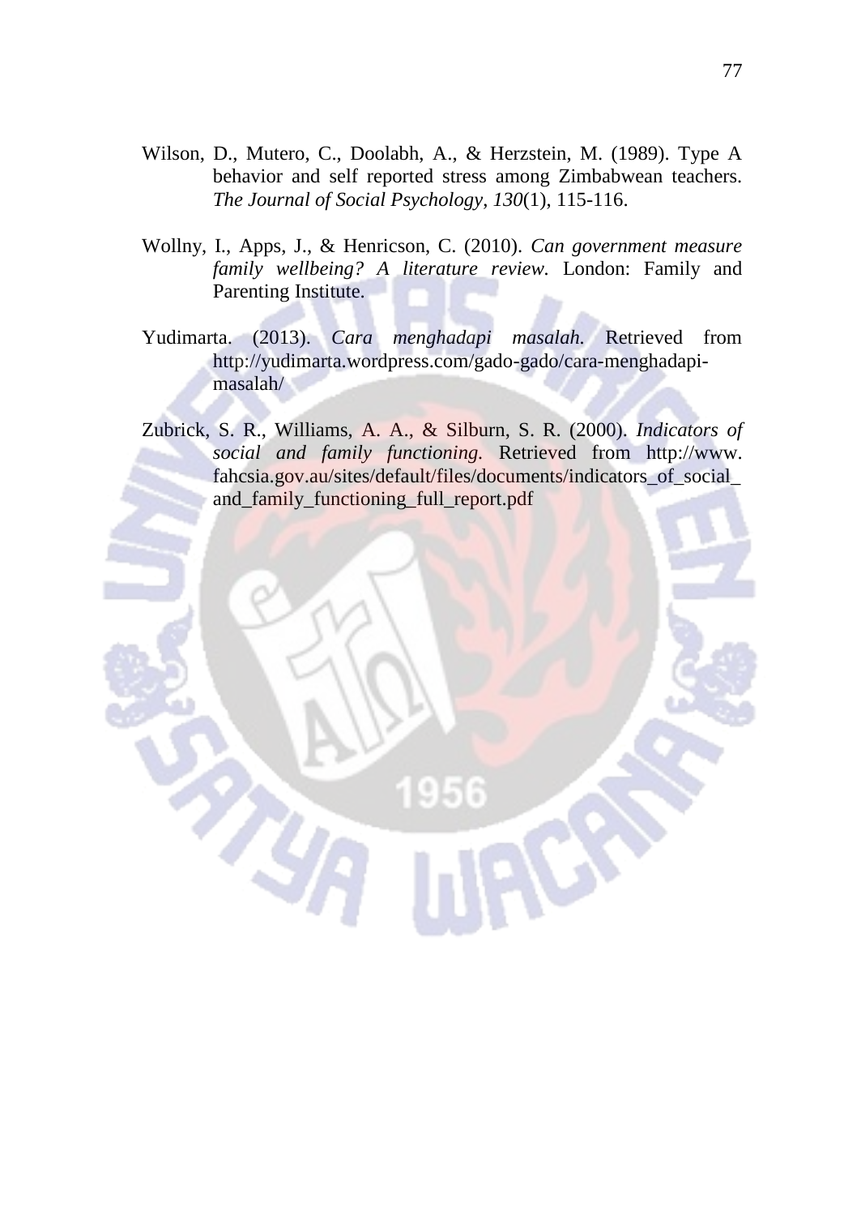Wilson, D., Mutero, C., Doolabh, A., & Herzstein, M. (1989). Type A behavior and self reported stress among Zimbabwean teachers. *The Journal of Social Psychology*, *130*(1), 115-116.

Wollny, I., Apps, J., & Henricson, C. (2010). *Can government measure family wellbeing? A literature review.* London: Family and Parenting Institute.

Yudimarta. (2013). *Cara menghadapi masalah.* Retrieved from http://yudimarta.wordpress.com/gado-gado/cara-menghadapi-masalah/

Zubrick, S. R., Williams, A. A., & Silburn, S. R. (2000). *Indicators of social and family functioning.* Retrieved from http://www.fahcsia.gov.au/sites/default/files/documents/indicators_of_social_and_family_functioning_full_report.pdf